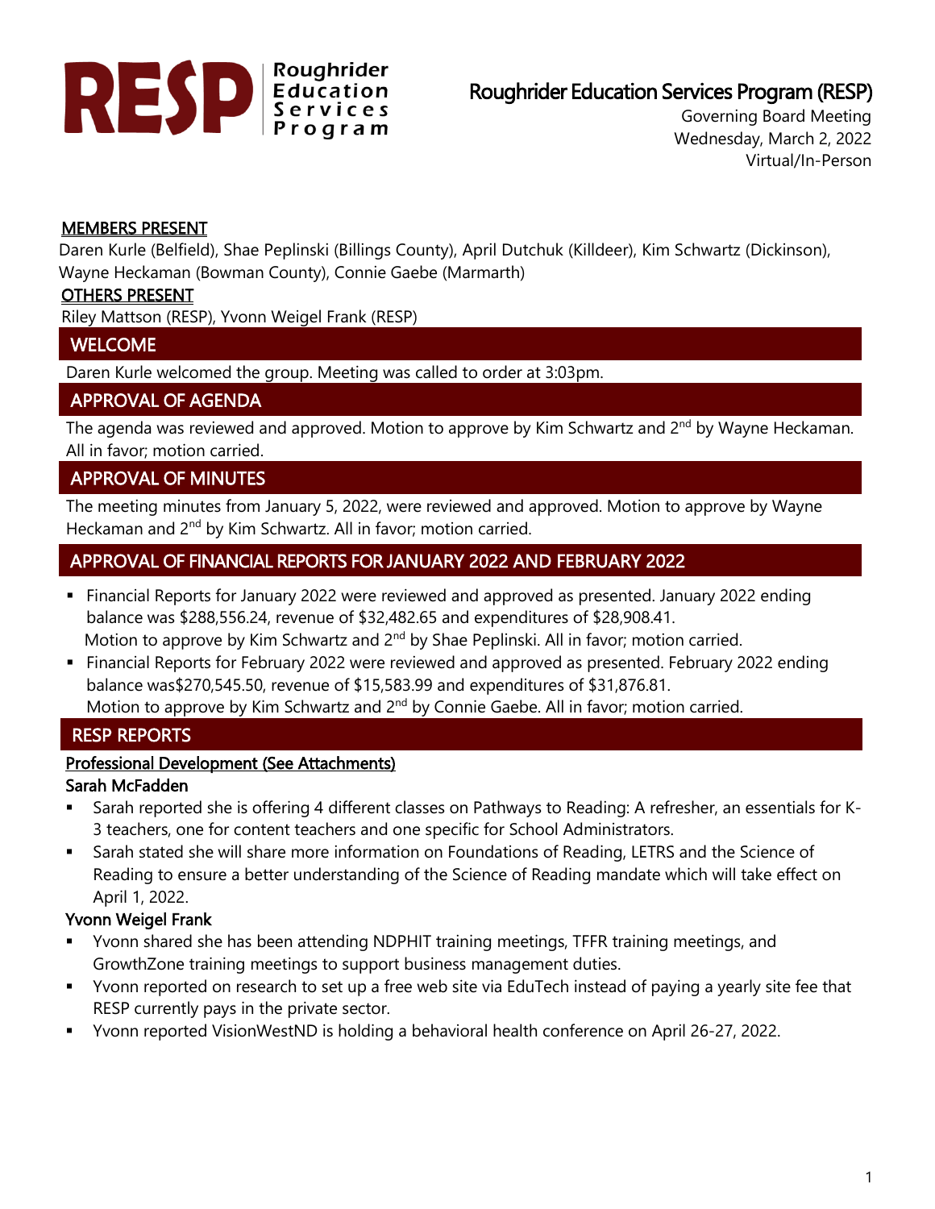# Roughrider Education Services Program (RESP)

Governing Board Meeting
Wednesday, March 2, 2022
Virtual/In-Person

**MEMBERS PRESENT**

Daren Kurle (Belfield), Shae Peplinski (Billings County), April Dutchuk (Killdeer), Kim Schwartz (Dickinson), Wayne Heckaman (Bowman County), Connie Gaebe (Marmarth)

**OTHERS PRESENT**

Riley Mattson (RESP), Yvonn Weigel Frank (RESP)

## WELCOME

Daren Kurle welcomed the group. Meeting was called to order at 3:03pm.

## APPROVAL OF AGENDA

The agenda was reviewed and approved. Motion to approve by Kim Schwartz and 2nd by Wayne Heckaman. All in favor; motion carried.

## APPROVAL OF MINUTES

The meeting minutes from January 5, 2022, were reviewed and approved. Motion to approve by Wayne Heckaman and 2nd by Kim Schwartz. All in favor; motion carried.

## APPROVAL OF FINANCIAL REPORTS FOR JANUARY 2022 AND FEBRUARY 2022

- Financial Reports for January 2022 were reviewed and approved as presented. January 2022 ending balance was $288,556.24, revenue of $32,482.65 and expenditures of $28,908.41.
  Motion to approve by Kim Schwartz and 2nd by Shae Peplinski. All in favor; motion carried.
- Financial Reports for February 2022 were reviewed and approved as presented. February 2022 ending balance was$270,545.50, revenue of $15,583.99 and expenditures of $31,876.81.
  Motion to approve by Kim Schwartz and 2nd by Connie Gaebe. All in favor; motion carried.

## RESP REPORTS

**Professional Development (See Attachments)**

### Sarah McFadden

- Sarah reported she is offering 4 different classes on Pathways to Reading: A refresher, an essentials for K-3 teachers, one for content teachers and one specific for School Administrators.
- Sarah stated she will share more information on Foundations of Reading, LETRS and the Science of Reading to ensure a better understanding of the Science of Reading mandate which will take effect on April 1, 2022.

### Yvonn Weigel Frank

- Yvonn shared she has been attending NDPHIT training meetings, TFFR training meetings, and GrowthZone training meetings to support business management duties.
- Yvonn reported on research to set up a free web site via EduTech instead of paying a yearly site fee that RESP currently pays in the private sector.
- Yvonn reported VisionWestND is holding a behavioral health conference on April 26-27, 2022.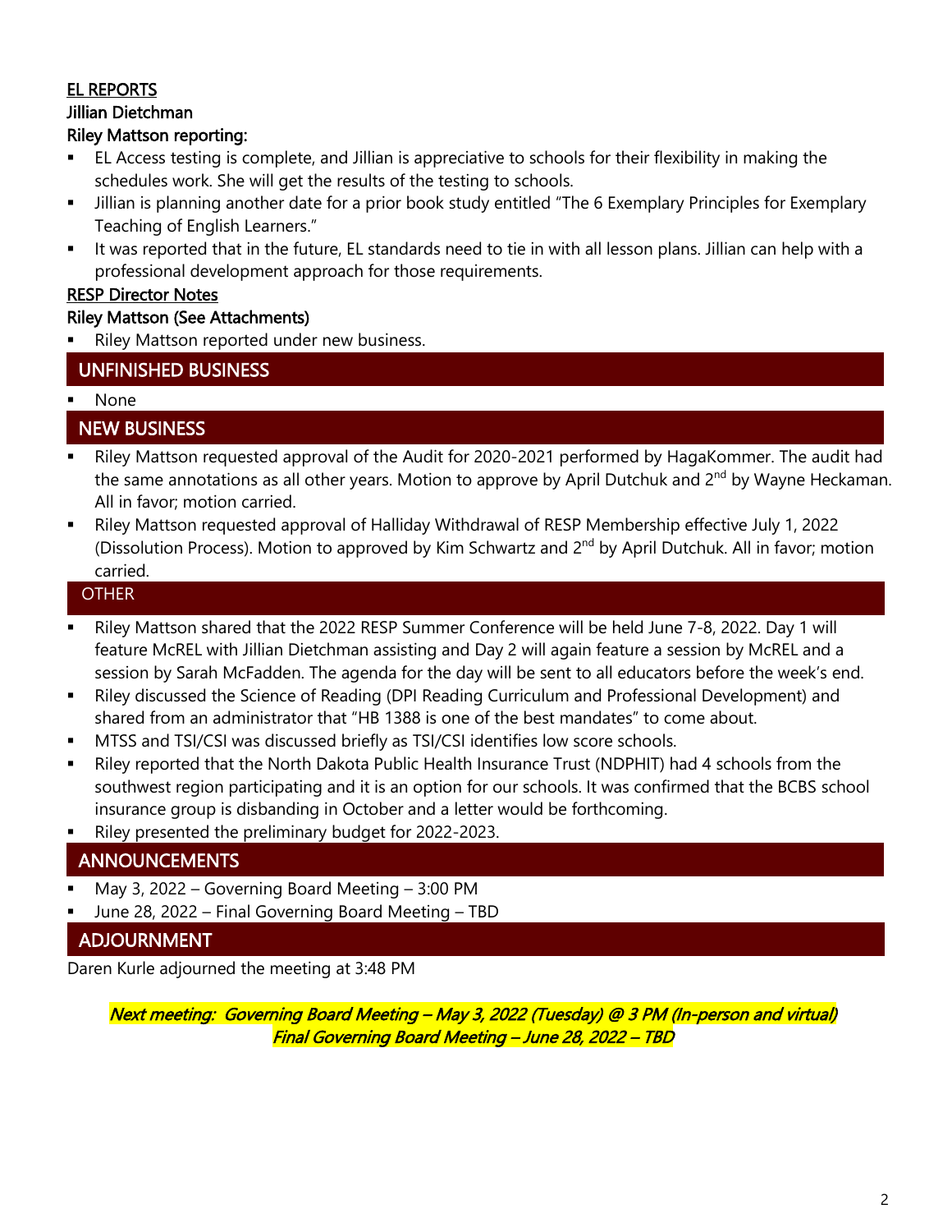**EL REPORTS**

**Jillian Dietchman**

**Riley Mattson reporting:**

- EL Access testing is complete, and Jillian is appreciative to schools for their flexibility in making the schedules work. She will get the results of the testing to schools.
- Jillian is planning another date for a prior book study entitled "The 6 Exemplary Principles for Exemplary Teaching of English Learners."
- It was reported that in the future, EL standards need to tie in with all lesson plans. Jillian can help with a professional development approach for those requirements.

**RESP Director Notes**

**Riley Mattson (See Attachments)**

- Riley Mattson reported under new business.

## UNFINISHED BUSINESS

- None

## NEW BUSINESS

- Riley Mattson requested approval of the Audit for 2020-2021 performed by HagaKommer. The audit had the same annotations as all other years. Motion to approve by April Dutchuk and 2nd by Wayne Heckaman. All in favor; motion carried.
- Riley Mattson requested approval of Halliday Withdrawal of RESP Membership effective July 1, 2022 (Dissolution Process). Motion to approved by Kim Schwartz and 2nd by April Dutchuk. All in favor; motion carried.

## OTHER

- Riley Mattson shared that the 2022 RESP Summer Conference will be held June 7-8, 2022. Day 1 will feature McREL with Jillian Dietchman assisting and Day 2 will again feature a session by McREL and a session by Sarah McFadden. The agenda for the day will be sent to all educators before the week's end.
- Riley discussed the Science of Reading (DPI Reading Curriculum and Professional Development) and shared from an administrator that "HB 1388 is one of the best mandates" to come about.
- MTSS and TSI/CSI was discussed briefly as TSI/CSI identifies low score schools.
- Riley reported that the North Dakota Public Health Insurance Trust (NDPHIT) had 4 schools from the southwest region participating and it is an option for our schools. It was confirmed that the BCBS school insurance group is disbanding in October and a letter would be forthcoming.
- Riley presented the preliminary budget for 2022-2023.

## ANNOUNCEMENTS

- May 3, 2022 – Governing Board Meeting – 3:00 PM
- June 28, 2022 – Final Governing Board Meeting – TBD

## ADJOURNMENT

Daren Kurle adjourned the meeting at 3:48 PM

*Next meeting: Governing Board Meeting – May 3, 2022 (Tuesday) @ 3 PM (In-person and virtual)*
*Final Governing Board Meeting – June 28, 2022 – TBD*